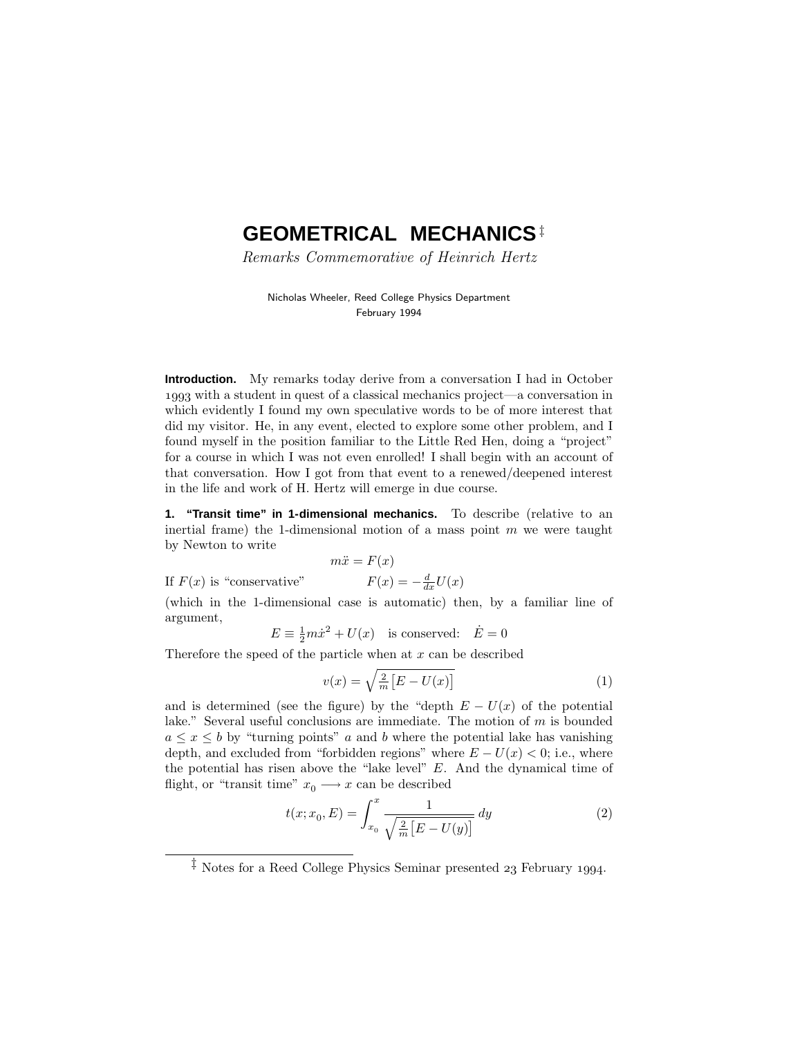# GEOMETRICAL MECHANICS ‡

*Remarks Commemorative of Heinrich Hertz*

Nicholas Wheeler, Reed College Physics Department
February 1994

**Introduction.** My remarks today derive from a conversation I had in October 1993 with a student in quest of a classical mechanics project—a conversation in which evidently I found my own speculative words to be of more interest that did my visitor. He, in any event, elected to explore some other problem, and I found myself in the position familiar to the Little Red Hen, doing a "project" for a course in which I was not even enrolled! I shall begin with an account of that conversation. How I got from that event to a renewed/deepened interest in the life and work of H. Hertz will emerge in due course.

**1. "Transit time" in 1-dimensional mechanics.** To describe (relative to an inertial frame) the 1-dimensional motion of a mass point $m$ we were taught by Newton to write

$$m\ddot{x} = F(x)$$

If $F(x)$ is "conservative" $\quad F(x) = -\frac{d}{dx}U(x)$

(which in the 1-dimensional case is automatic) then, by a familiar line of argument,

$$E \equiv \tfrac{1}{2}m\dot{x}^2 + U(x) \quad \text{is conserved:} \quad \dot{E} = 0$$

Therefore the speed of the particle when at $x$ can be described

$$v(x) = \sqrt{\tfrac{2}{m}\big[E - U(x)\big]} \tag{1}$$

and is determined (see the figure) by the "depth $E - U(x)$ of the potential lake." Several useful conclusions are immediate. The motion of $m$ is bounded $a \le x \le b$ by "turning points" $a$ and $b$ where the potential lake has vanishing depth, and excluded from "forbidden regions" where $E - U(x) < 0$; i.e., where the potential has risen above the "lake level" $E$. And the dynamical time of flight, or "transit time" $x_0 \longrightarrow x$ can be described

$$t(x; x_0, E) = \int_{x_0}^{x} \frac{1}{\sqrt{\frac{2}{m}\big[E - U(y)\big]}}\, dy \tag{2}$$

‡ Notes for a Reed College Physics Seminar presented 23 February 1994.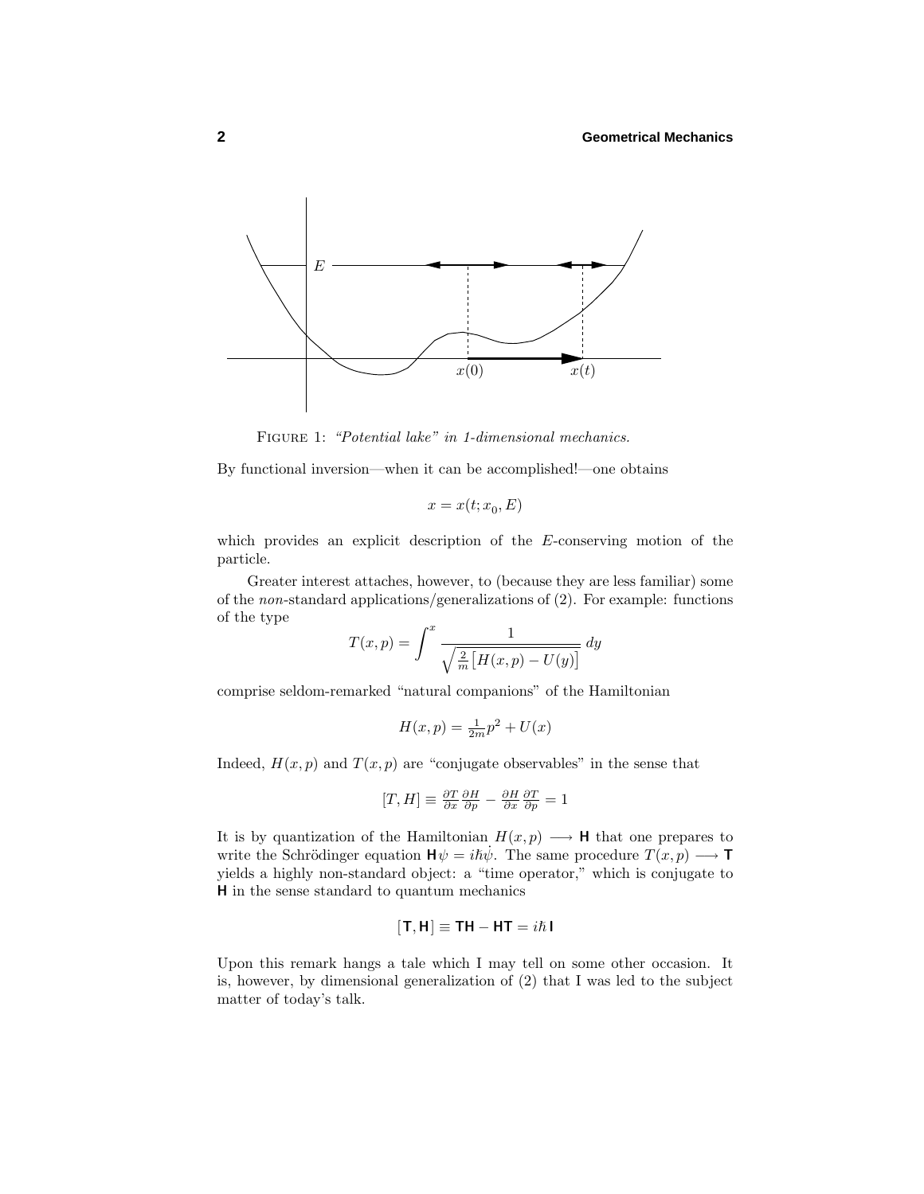FIGURE 1: *"Potential lake" in 1-dimensional mechanics.*

By functional inversion—when it can be accomplished!—one obtains

$$x = x(t; x_0, E)$$

which provides an explicit description of the $E$-conserving motion of the particle.

Greater interest attaches, however, to (because they are less familiar) some of the *non*-standard applications/generalizations of (2). For example: functions of the type

$$T(x,p) = \int^x \frac{1}{\sqrt{\frac{2}{m}\big[H(x,p) - U(y)\big]}}\,dy$$

comprise seldom-remarked "natural companions" of the Hamiltonian

$$H(x,p) = \tfrac{1}{2m}p^2 + U(x)$$

Indeed, $H(x,p)$ and $T(x,p)$ are "conjugate observables" in the sense that

$$[T,H] \equiv \tfrac{\partial T}{\partial x}\tfrac{\partial H}{\partial p} - \tfrac{\partial H}{\partial x}\tfrac{\partial T}{\partial p} = 1$$

It is by quantization of the Hamiltonian $H(x,p) \longrightarrow \mathsf{H}$ that one prepares to write the Schrödinger equation $\mathsf{H}\psi = i\hbar\dot{\psi}$. The same procedure $T(x,p) \longrightarrow \mathsf{T}$ yields a highly non-standard object: a "time operator," which is conjugate to $\mathsf{H}$ in the sense standard to quantum mechanics

$$[\mathsf{T},\mathsf{H}] \equiv \mathsf{TH} - \mathsf{HT} = i\hbar\,\mathsf{I}$$

Upon this remark hangs a tale which I may tell on some other occasion. It is, however, by dimensional generalization of (2) that I was led to the subject matter of today's talk.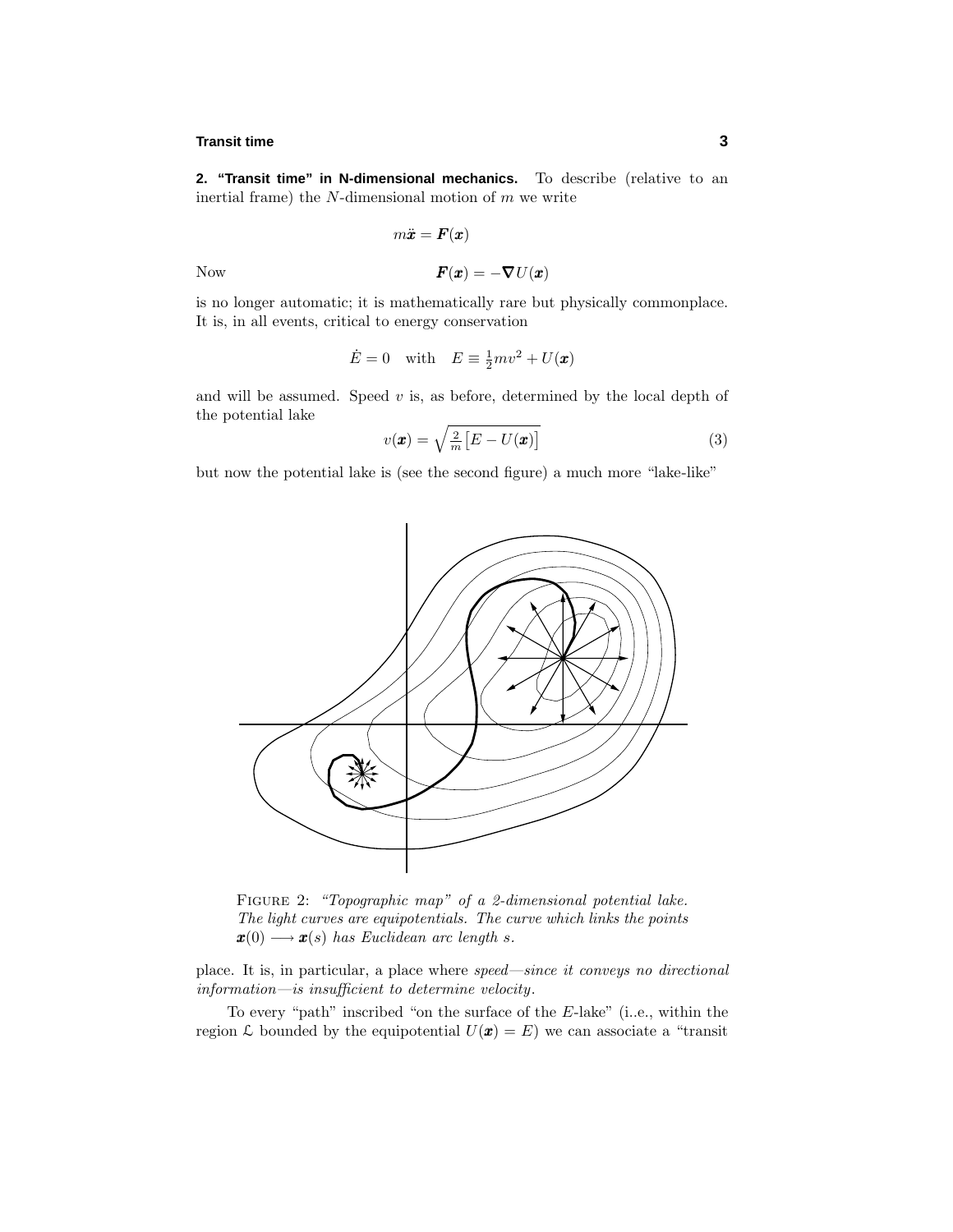**2. "Transit time" in N-dimensional mechanics.** To describe (relative to an inertial frame) the $N$-dimensional motion of $m$ we write

$$m\ddot{\boldsymbol{x}} = \boldsymbol{F}(\boldsymbol{x})$$

Now

$$\boldsymbol{F}(\boldsymbol{x}) = -\boldsymbol{\nabla} U(\boldsymbol{x})$$

is no longer automatic; it is mathematically rare but physically commonplace. It is, in all events, critical to energy conservation

$$\dot{E} = 0 \quad \text{with} \quad E \equiv \tfrac{1}{2}mv^2 + U(\boldsymbol{x})$$

and will be assumed. Speed $v$ is, as before, determined by the local depth of the potential lake

$$v(\boldsymbol{x}) = \sqrt{\tfrac{2}{m}\big[E - U(\boldsymbol{x})\big]} \tag{3}$$

but now the potential lake is (see the second figure) a much more "lake-like"

FIGURE 2: *"Topographic map" of a 2-dimensional potential lake. The light curves are equipotentials. The curve which links the points $\boldsymbol{x}(0) \longrightarrow \boldsymbol{x}(s)$ has Euclidean arc length $s$.*

place. It is, in particular, a place where *speed—since it conveys no directional information—is insufficient to determine velocity.*

To every "path" inscribed "on the surface of the $E$-lake" (i..e., within the region $\mathcal{L}$ bounded by the equipotential $U(\boldsymbol{x}) = E$) we can associate a "transit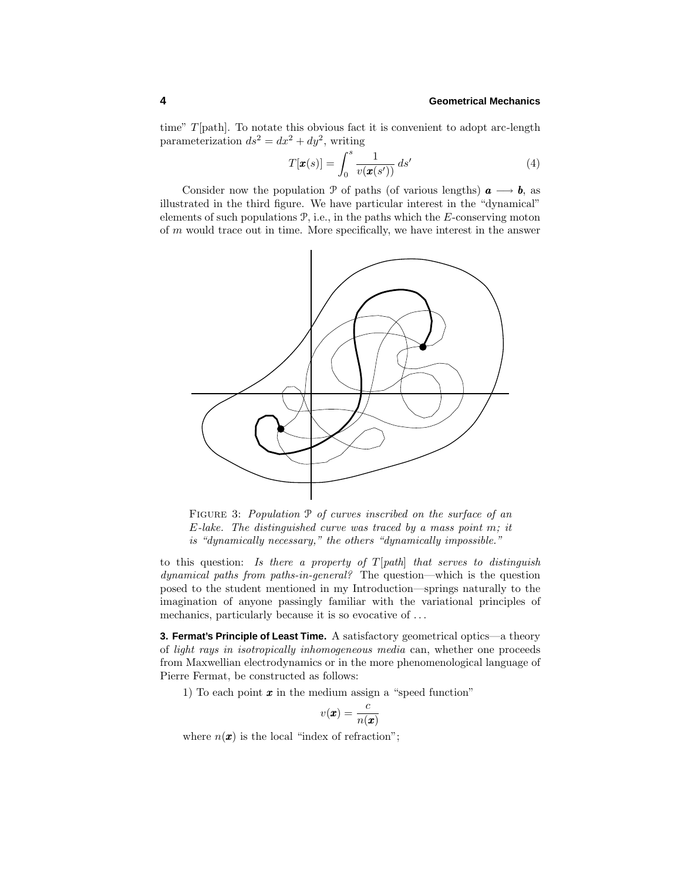time" $T$[path]. To notate this obvious fact it is convenient to adopt arc-length parameterization $ds^2 = dx^2 + dy^2$, writing

$$T[\boldsymbol{x}(s)] = \int_0^s \frac{1}{v(\boldsymbol{x}(s'))}\, ds' \tag{4}$$

Consider now the population $\mathcal{P}$ of paths (of various lengths) $\boldsymbol{a} \longrightarrow \boldsymbol{b}$, as illustrated in the third figure. We have particular interest in the "dynamical" elements of such populations $\mathcal{P}$, i.e., in the paths which the $E$-conserving moton of $m$ would trace out in time. More specifically, we have interest in the answer

FIGURE 3: *Population $\mathcal{P}$ of curves inscribed on the surface of an $E$-lake. The distinguished curve was traced by a mass point $m$; it is "dynamically necessary," the others "dynamically impossible."*

to this question: *Is there a property of $T$[path] that serves to distinguish dynamical paths from paths-in-general?* The question—which is the question posed to the student mentioned in my Introduction—springs naturally to the imagination of anyone passingly familiar with the variational principles of mechanics, particularly because it is so evocative of . . .

**3. Fermat's Principle of Least Time.** A satisfactory geometrical optics—a theory of *light rays in isotropically inhomogeneous media* can, whether one proceeds from Maxwellian electrodynamics or in the more phenomenological language of Pierre Fermat, be constructed as follows:

1) To each point $\boldsymbol{x}$ in the medium assign a "speed function"

$$v(\boldsymbol{x}) = \frac{c}{n(\boldsymbol{x})}$$

where $n(\boldsymbol{x})$ is the local "index of refraction";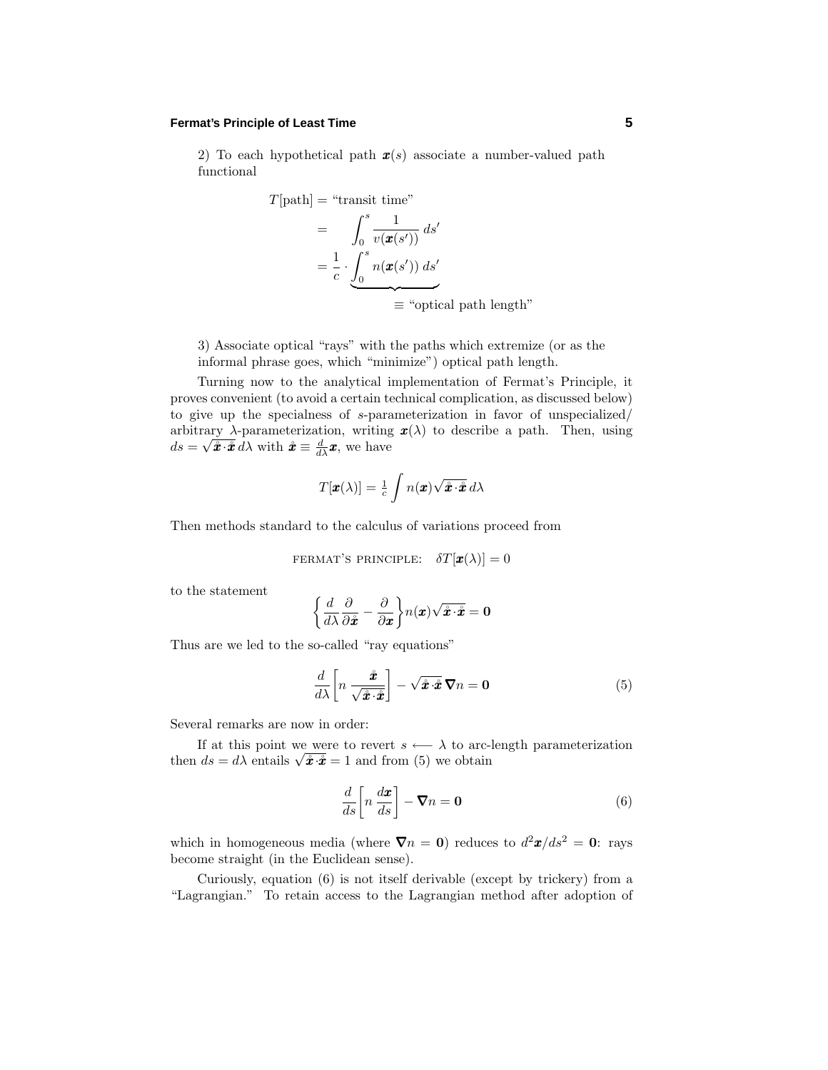2) To each hypothetical path $\boldsymbol{x}(s)$ associate a number-valued path functional

$$
\begin{aligned}
T[\text{path}] &= \text{“transit time”} \\
&= \quad \int_0^s \frac{1}{v(\boldsymbol{x}(s'))}\,ds' \\
&= \frac{1}{c}\cdot \underbrace{\int_0^s n(\boldsymbol{x}(s'))\,ds'}_{\equiv \text{ “optical path length”}}
\end{aligned}
$$

3) Associate optical “rays” with the paths which extremize (or as the informal phrase goes, which “minimize”) optical path length.

Turning now to the analytical implementation of Fermat’s Principle, it proves convenient (to avoid a certain technical complication, as discussed below) to give up the specialness of $s$-parameterization in favor of unspecialized/arbitrary $\lambda$-parameterization, writing $\boldsymbol{x}(\lambda)$ to describe a path. Then, using $ds = \sqrt{\mathring{\boldsymbol{x}}\cdot\mathring{\boldsymbol{x}}}\,d\lambda$ with $\mathring{\boldsymbol{x}} \equiv \frac{d}{d\lambda}\boldsymbol{x}$, we have

$$
T[\boldsymbol{x}(\lambda)] = \tfrac{1}{c}\int n(\boldsymbol{x})\sqrt{\mathring{\boldsymbol{x}}\cdot\mathring{\boldsymbol{x}}}\,d\lambda
$$

Then methods standard to the calculus of variations proceed from

$$
\textsc{fermat's principle:}\quad \delta T[\boldsymbol{x}(\lambda)] = 0
$$

to the statement

$$
\left\{\frac{d}{d\lambda}\frac{\partial}{\partial\mathring{\boldsymbol{x}}} - \frac{\partial}{\partial\boldsymbol{x}}\right\} n(\boldsymbol{x})\sqrt{\mathring{\boldsymbol{x}}\cdot\mathring{\boldsymbol{x}}} = \boldsymbol{0}
$$

Thus are we led to the so-called “ray equations”

$$
\frac{d}{d\lambda}\left[n\,\frac{\mathring{\boldsymbol{x}}}{\sqrt{\mathring{\boldsymbol{x}}\cdot\mathring{\boldsymbol{x}}}}\right] - \sqrt{\mathring{\boldsymbol{x}}\cdot\mathring{\boldsymbol{x}}}\,\boldsymbol{\nabla}n = \boldsymbol{0} \tag{5}
$$

Several remarks are now in order:

If at this point we were to revert $s \longleftarrow \lambda$ to arc-length parameterization then $ds = d\lambda$ entails $\sqrt{\mathring{\boldsymbol{x}}\cdot\mathring{\boldsymbol{x}}} = 1$ and from (5) we obtain

$$
\frac{d}{ds}\left[n\,\frac{d\boldsymbol{x}}{ds}\right] - \boldsymbol{\nabla}n = \boldsymbol{0} \tag{6}
$$

which in homogeneous media (where $\boldsymbol{\nabla}n = \boldsymbol{0}$) reduces to $d^2\boldsymbol{x}/ds^2 = \boldsymbol{0}$: rays become straight (in the Euclidean sense).

Curiously, equation (6) is not itself derivable (except by trickery) from a “Lagrangian.” To retain access to the Lagrangian method after adoption of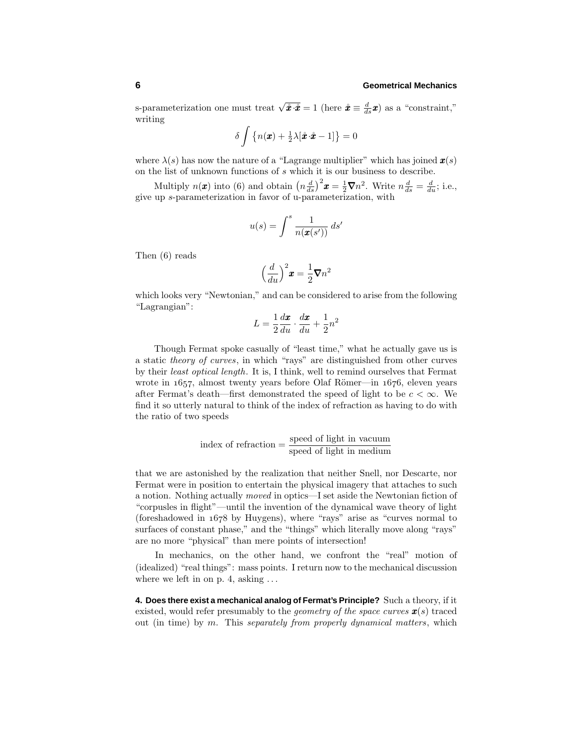s-parameterization one must treat $\sqrt{\mathring{\boldsymbol{x}}\cdot\mathring{\boldsymbol{x}}} = 1$ (here $\mathring{\boldsymbol{x}} \equiv \frac{d}{ds}\boldsymbol{x}$) as a "constraint," writing

$$\delta \int \left\{ n(\boldsymbol{x}) + \tfrac{1}{2}\lambda[\mathring{\boldsymbol{x}}\cdot\mathring{\boldsymbol{x}} - 1] \right\} = 0$$

where $\lambda(s)$ has now the nature of a "Lagrange multiplier" which has joined $\boldsymbol{x}(s)$ on the list of unknown functions of $s$ which it is our business to describe.

Multiply $n(\boldsymbol{x})$ into (6) and obtain $\left(n\frac{d}{ds}\right)^2\boldsymbol{x} = \frac{1}{2}\boldsymbol{\nabla}n^2$. Write $n\frac{d}{ds} = \frac{d}{du}$; i.e., give up $s$-parameterization in favor of u-parameterization, with

$$u(s) = \int^s \frac{1}{n(\boldsymbol{x}(s'))}\,ds'$$

Then (6) reads

$$\left(\frac{d}{du}\right)^2\boldsymbol{x} = \frac{1}{2}\boldsymbol{\nabla}n^2$$

which looks very "Newtonian," and can be considered to arise from the following "Lagrangian":

$$L = \frac{1}{2}\frac{d\boldsymbol{x}}{du}\cdot\frac{d\boldsymbol{x}}{du} + \frac{1}{2}n^2$$

Though Fermat spoke casually of "least time," what he actually gave us is a static *theory of curves*, in which "rays" are distinguished from other curves by their *least optical length*. It is, I think, well to remind ourselves that Fermat wrote in 1657, almost twenty years before Olaf Römer—in 1676, eleven years after Fermat's death—first demonstrated the speed of light to be $c < \infty$. We find it so utterly natural to think of the index of refraction as having to do with the ratio of two speeds

$$\text{index of refraction} = \frac{\text{speed of light in vacuum}}{\text{speed of light in medium}}$$

that we are astonished by the realization that neither Snell, nor Descarte, nor Fermat were in position to entertain the physical imagery that attaches to such a notion. Nothing actually *moved* in optics—I set aside the Newtonian fiction of "corpuscles in flight"—until the invention of the dynamical wave theory of light (foreshadowed in 1678 by Huygens), where "rays" arise as "curves normal to surfaces of constant phase," and the "things" which literally move along "rays" are no more "physical" than mere points of intersection!

In mechanics, on the other hand, we confront the "real" motion of (idealized) "real things": mass points. I return now to the mechanical discussion where we left in on p. 4, asking ...

**4. Does there exist a mechanical analog of Fermat's Principle?** Such a theory, if it existed, would refer presumably to the *geometry of the space curves* $\boldsymbol{x}(s)$ traced out (in time) by $m$. This *separately from properly dynamical matters*, which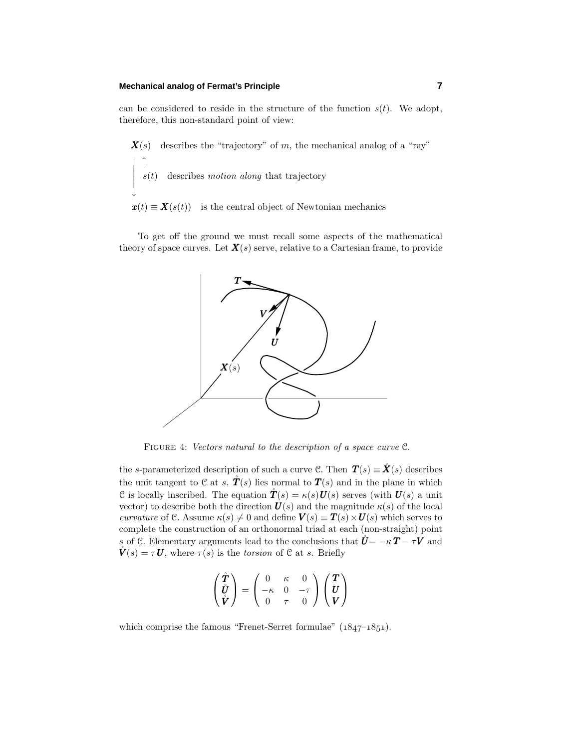can be considered to reside in the structure of the function $s(t)$. We adopt, therefore, this non-standard point of view:

$\boldsymbol{X}(s)$ describes the "trajectory" of $m$, the mechanical analog of a "ray"

$s(t)$ describes *motion along* that trajectory

$\boldsymbol{x}(t) \equiv \boldsymbol{X}(s(t))$ is the central object of Newtonian mechanics

To get off the ground we must recall some aspects of the mathematical theory of space curves. Let $\boldsymbol{X}(s)$ serve, relative to a Cartesian frame, to provide

FIGURE 4: *Vectors natural to the description of a space curve* $\mathcal{C}$.

the $s$-parameterized description of such a curve $\mathcal{C}$. Then $\boldsymbol{T}(s) \equiv \mathring{\boldsymbol{X}}(s)$ describes the unit tangent to $\mathcal{C}$ at $s$. $\mathring{\boldsymbol{T}}(s)$ lies normal to $\boldsymbol{T}(s)$ and in the plane in which $\mathcal{C}$ is locally inscribed. The equation $\mathring{\boldsymbol{T}}(s) = \kappa(s)\boldsymbol{U}(s)$ serves (with $\boldsymbol{U}(s)$ a unit vector) to describe both the direction $\boldsymbol{U}(s)$ and the magnitude $\kappa(s)$ of the local *curvature* of $\mathcal{C}$. Assume $\kappa(s) \neq 0$ and define $\boldsymbol{V}(s) \equiv \boldsymbol{T}(s) \times \boldsymbol{U}(s)$ which serves to complete the construction of an orthonormal triad at each (non-straight) point $s$ of $\mathcal{C}$. Elementary arguments lead to the conclusions that $\mathring{\boldsymbol{U}} = -\kappa\,\boldsymbol{T} - \tau\boldsymbol{V}$ and $\mathring{\boldsymbol{V}}(s) = \tau\boldsymbol{U}$, where $\tau(s)$ is the *torsion* of $\mathcal{C}$ at $s$. Briefly

$$
\begin{pmatrix} \mathring{\boldsymbol{T}} \\ \mathring{\boldsymbol{U}} \\ \mathring{\boldsymbol{V}} \end{pmatrix} = \begin{pmatrix} 0 & \kappa & 0 \\ -\kappa & 0 & -\tau \\ 0 & \tau & 0 \end{pmatrix} \begin{pmatrix} \boldsymbol{T} \\ \boldsymbol{U} \\ \boldsymbol{V} \end{pmatrix}
$$

which comprise the famous "Frenet-Serret formulae" (1847–1851).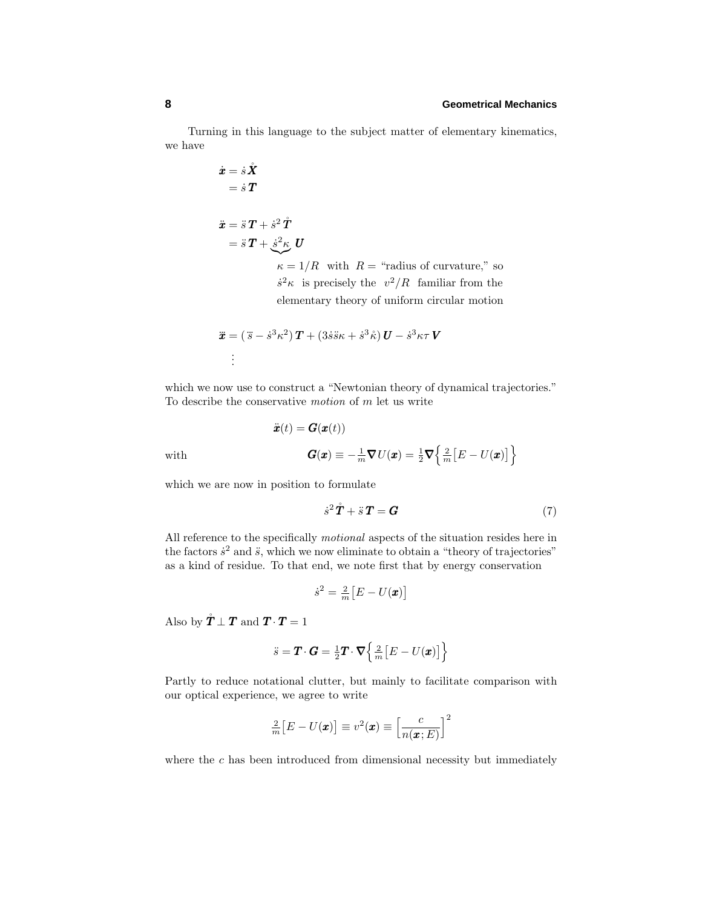Turning in this language to the subject matter of elementary kinematics, we have

$$
\begin{aligned}
\dot{\boldsymbol{x}} &= \dot{s}\,\mathring{\boldsymbol{X}} \\
&= \dot{s}\,\boldsymbol{T}
\end{aligned}
$$

$$
\begin{aligned}
\ddot{\boldsymbol{x}} &= \ddot{s}\,\boldsymbol{T} + \dot{s}^2\,\mathring{\boldsymbol{T}} \\
&= \ddot{s}\,\boldsymbol{T} + \underbrace{\dot{s}^2\kappa}\,\boldsymbol{U}
\end{aligned}
$$

$\kappa = 1/R$ with $R =$ "radius of curvature," so $\dot{s}^2\kappa$ is precisely the $v^2/R$ familiar from the elementary theory of uniform circular motion

$$
\dddot{\boldsymbol{x}} = (\,\dddot{s} - \dot{s}^3\kappa^2)\,\boldsymbol{T} + (3\dot{s}\ddot{s}\kappa + \dot{s}^3\mathring{\kappa})\,\boldsymbol{U} - \dot{s}^3\kappa\tau\,\boldsymbol{V}
$$

$$
\vdots
$$

which we now use to construct a "Newtonian theory of dynamical trajectories." To describe the conservative *motion* of $m$ let us write

$$
\ddot{\boldsymbol{x}}(t) = \boldsymbol{G}(\boldsymbol{x}(t))
$$

with

$$
\boldsymbol{G}(\boldsymbol{x}) \equiv -\tfrac{1}{m}\boldsymbol{\nabla}U(\boldsymbol{x}) = \tfrac{1}{2}\boldsymbol{\nabla}\Big\{\tfrac{2}{m}\big[E - U(\boldsymbol{x})\big]\Big\}
$$

which we are now in position to formulate

$$
\dot{s}^2\,\mathring{\boldsymbol{T}} + \ddot{s}\,\boldsymbol{T} = \boldsymbol{G} \tag{7}
$$

All reference to the specifically *motional* aspects of the situation resides here in the factors $\dot{s}^2$ and $\ddot{s}$, which we now eliminate to obtain a "theory of trajectories" as a kind of residue. To that end, we note first that by energy conservation

$$
\dot{s}^2 = \tfrac{2}{m}\big[E - U(\boldsymbol{x})\big]
$$

Also by $\mathring{\boldsymbol{T}} \perp \boldsymbol{T}$ and $\boldsymbol{T}\cdot\boldsymbol{T} = 1$

$$
\ddot{s} = \boldsymbol{T}\cdot\boldsymbol{G} = \tfrac{1}{2}\boldsymbol{T}\cdot\boldsymbol{\nabla}\Big\{\tfrac{2}{m}\big[E - U(\boldsymbol{x})\big]\Big\}
$$

Partly to reduce notational clutter, but mainly to facilitate comparison with our optical experience, we agree to write

$$
\tfrac{2}{m}\big[E - U(\boldsymbol{x})\big] \equiv v^2(\boldsymbol{x}) \equiv \Big[\frac{c}{n(\boldsymbol{x};E)}\Big]^2
$$

where the $c$ has been introduced from dimensional necessity but immediately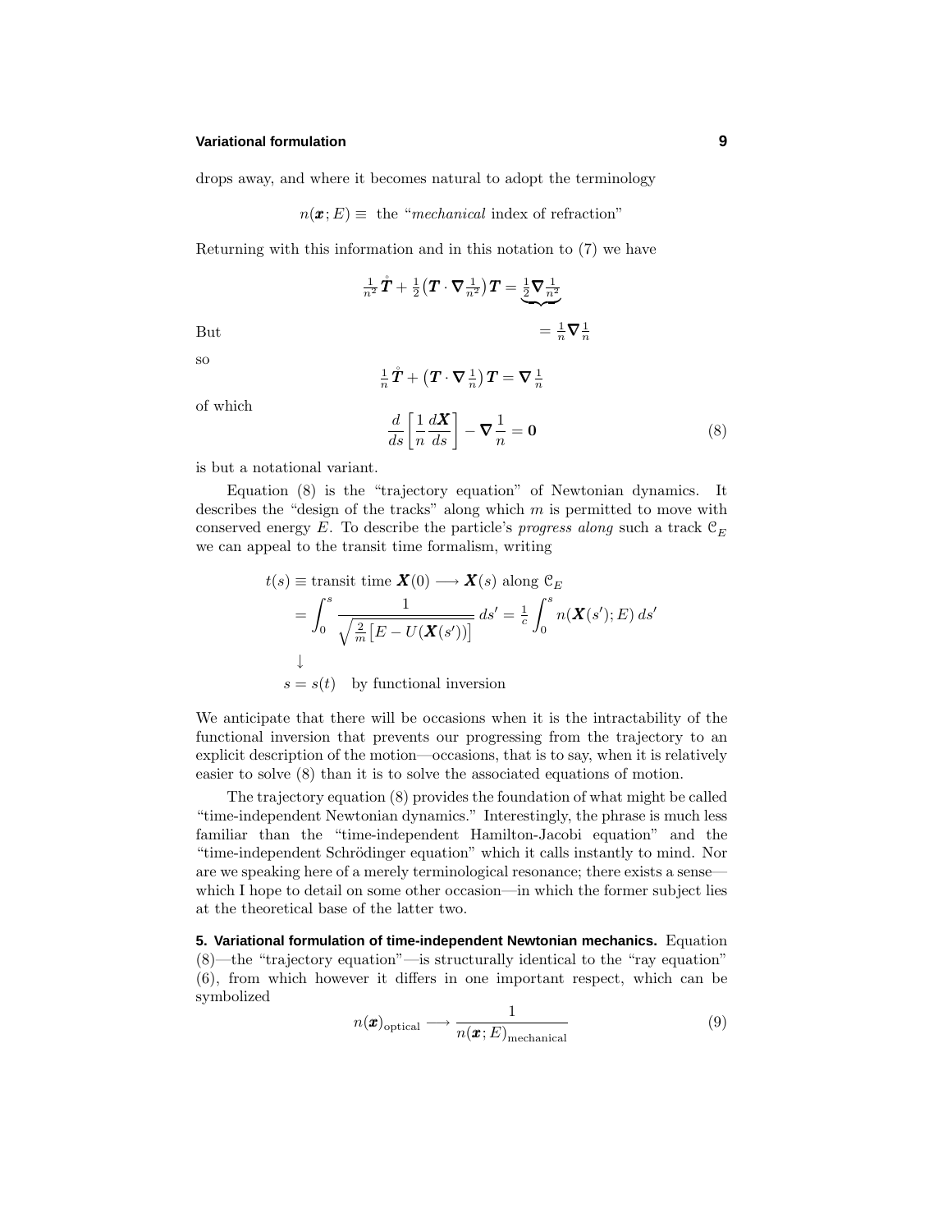drops away, and where it becomes natural to adopt the terminology

$$n(\boldsymbol{x}; E) \equiv \text{ the "}\textit{mechanical}\text{ index of refraction"}$$

Returning with this information and in this notation to (7) we have

$$\tfrac{1}{n^2}\mathring{\boldsymbol{T}} + \tfrac{1}{2}\big(\boldsymbol{T}\cdot\boldsymbol{\nabla}\tfrac{1}{n^2}\big)\boldsymbol{T} = \underbrace{\tfrac{1}{2}\boldsymbol{\nabla}\tfrac{1}{n^2}}$$

But

$$= \tfrac{1}{n}\boldsymbol{\nabla}\tfrac{1}{n}$$

so

$$\tfrac{1}{n}\mathring{\boldsymbol{T}} + \big(\boldsymbol{T}\cdot\boldsymbol{\nabla}\tfrac{1}{n}\big)\boldsymbol{T} = \boldsymbol{\nabla}\tfrac{1}{n}$$

of which

$$\frac{d}{ds}\left[\frac{1}{n}\frac{d\boldsymbol{X}}{ds}\right] - \boldsymbol{\nabla}\frac{1}{n} = \boldsymbol{0} \tag{8}$$

is but a notational variant.

Equation (8) is the "trajectory equation" of Newtonian dynamics. It describes the "design of the tracks" along which $m$ is permitted to move with conserved energy $E$. To describe the particle's *progress along* such a track $\mathcal{C}_E$ we can appeal to the transit time formalism, writing

$$\begin{aligned}
t(s) &\equiv \text{transit time } \boldsymbol{X}(0) \longrightarrow \boldsymbol{X}(s) \text{ along } \mathcal{C}_E\\
&= \int_0^s \frac{1}{\sqrt{\frac{2}{m}\big[E - U(\boldsymbol{X}(s'))\big]}}\,ds' = \tfrac{1}{c}\int_0^s n(\boldsymbol{X}(s'); E)\,ds'\\
&\downarrow\\
s &= s(t) \quad \text{by functional inversion}
\end{aligned}$$

We anticipate that there will be occasions when it is the intractability of the functional inversion that prevents our progressing from the trajectory to an explicit description of the motion—occasions, that is to say, when it is relatively easier to solve (8) than it is to solve the associated equations of motion.

The trajectory equation (8) provides the foundation of what might be called "time-independent Newtonian dynamics." Interestingly, the phrase is much less familiar than the "time-independent Hamilton-Jacobi equation" and the "time-independent Schrödinger equation" which it calls instantly to mind. Nor are we speaking here of a merely terminological resonance; there exists a sense—which I hope to detail on some other occasion—in which the former subject lies at the theoretical base of the latter two.

**5. Variational formulation of time-independent Newtonian mechanics.** Equation (8)—the "trajectory equation"—is structurally identical to the "ray equation" (6), from which however it differs in one important respect, which can be symbolized

$$n(\boldsymbol{x})_{\text{optical}} \longrightarrow \frac{1}{n(\boldsymbol{x}; E)_{\text{mechanical}}} \tag{9}$$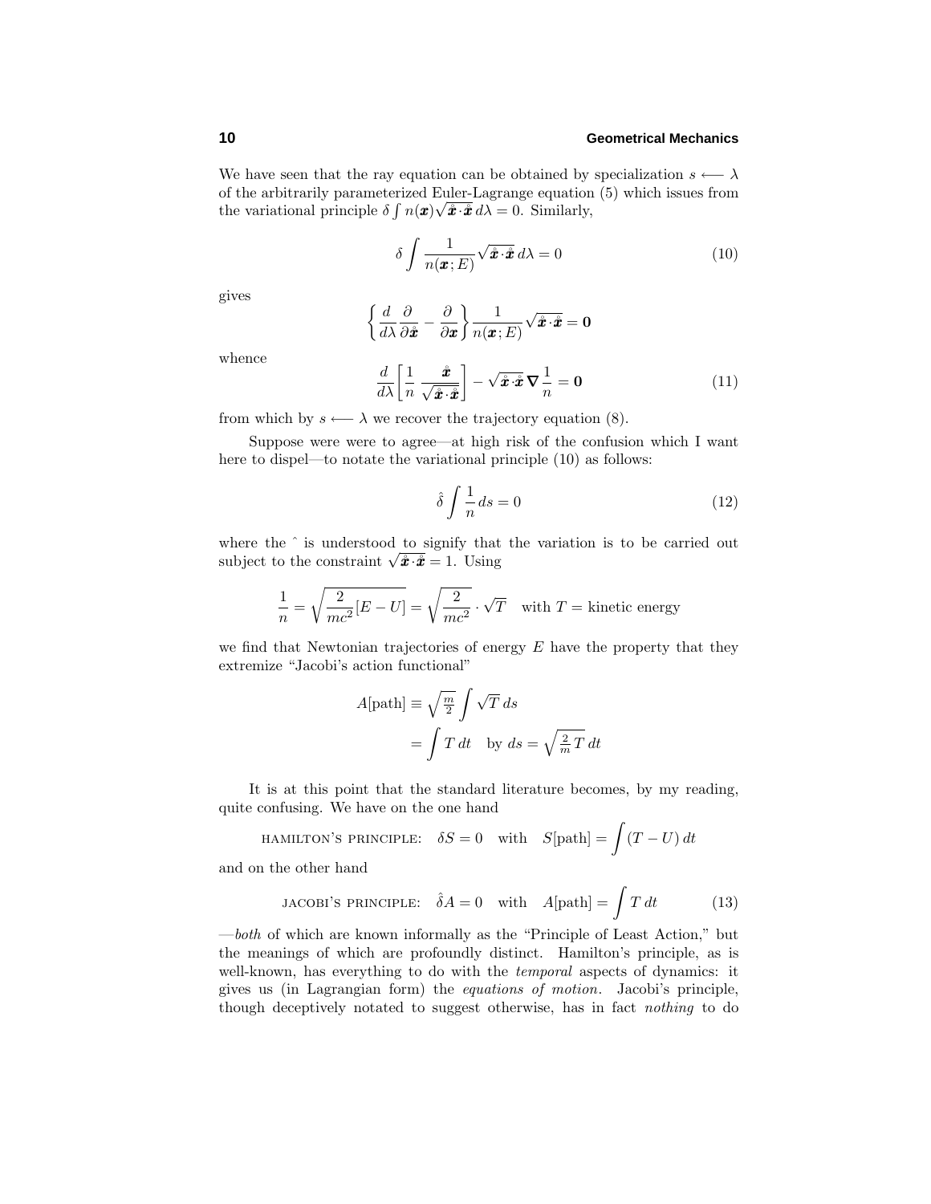We have seen that the ray equation can be obtained by specialization $s \longleftarrow \lambda$ of the arbitrarily parameterized Euler-Lagrange equation (5) which issues from the variational principle $\delta \int n(\boldsymbol{x})\sqrt{\overset{\circ}{\boldsymbol{x}}\cdot\overset{\circ}{\boldsymbol{x}}}\,d\lambda = 0$. Similarly,

$$\delta \int \frac{1}{n(\boldsymbol{x};E)}\sqrt{\overset{\circ}{\boldsymbol{x}}\cdot\overset{\circ}{\boldsymbol{x}}}\,d\lambda = 0 \tag{10}$$

gives

$$\left\{ \frac{d}{d\lambda}\frac{\partial}{\partial \overset{\circ}{\boldsymbol{x}}} - \frac{\partial}{\partial \boldsymbol{x}} \right\} \frac{1}{n(\boldsymbol{x};E)}\sqrt{\overset{\circ}{\boldsymbol{x}}\cdot\overset{\circ}{\boldsymbol{x}}} = \boldsymbol{0}$$

whence

$$\frac{d}{d\lambda}\left[ \frac{1}{n}\frac{\overset{\circ}{\boldsymbol{x}}}{\sqrt{\overset{\circ}{\boldsymbol{x}}\cdot\overset{\circ}{\boldsymbol{x}}}} \right] - \sqrt{\overset{\circ}{\boldsymbol{x}}\cdot\overset{\circ}{\boldsymbol{x}}}\,\boldsymbol{\nabla}\frac{1}{n} = \boldsymbol{0} \tag{11}$$

from which by $s \longleftarrow \lambda$ we recover the trajectory equation (8).

Suppose were were to agree—at high risk of the confusion which I want here to dispel—to notate the variational principle (10) as follows:

$$\hat{\delta}\int \frac{1}{n}\,ds = 0 \tag{12}$$

where the $\hat{}$ is understood to signify that the variation is to be carried out subject to the constraint $\sqrt{\overset{\circ}{\boldsymbol{x}}\cdot\overset{\circ}{\boldsymbol{x}}} = 1$. Using

$$\frac{1}{n} = \sqrt{\frac{2}{mc^2}[E-U]} = \sqrt{\frac{2}{mc^2}}\cdot\sqrt{T} \quad \text{with } T = \text{kinetic energy}$$

we find that Newtonian trajectories of energy $E$ have the property that they extremize "Jacobi's action functional"

$$\begin{aligned} A[\text{path}] &\equiv \sqrt{\tfrac{m}{2}}\int \sqrt{T}\,ds \\ &= \int T\,dt \quad \text{by } ds = \sqrt{\tfrac{2}{m}T}\,dt \end{aligned}$$

It is at this point that the standard literature becomes, by my reading, quite confusing. We have on the one hand

$$\text{HAMILTON'S PRINCIPLE:} \quad \delta S = 0 \quad \text{with} \quad S[\text{path}] = \int (T-U)\,dt$$

and on the other hand

$$\text{JACOBI'S PRINCIPLE:} \quad \hat{\delta} A = 0 \quad \text{with} \quad A[\text{path}] = \int T\,dt \tag{13}$$

—*both* of which are known informally as the "Principle of Least Action," but the meanings of which are profoundly distinct. Hamilton's principle, as is well-known, has everything to do with the *temporal* aspects of dynamics: it gives us (in Lagrangian form) the *equations of motion*. Jacobi's principle, though deceptively notated to suggest otherwise, has in fact *nothing* to do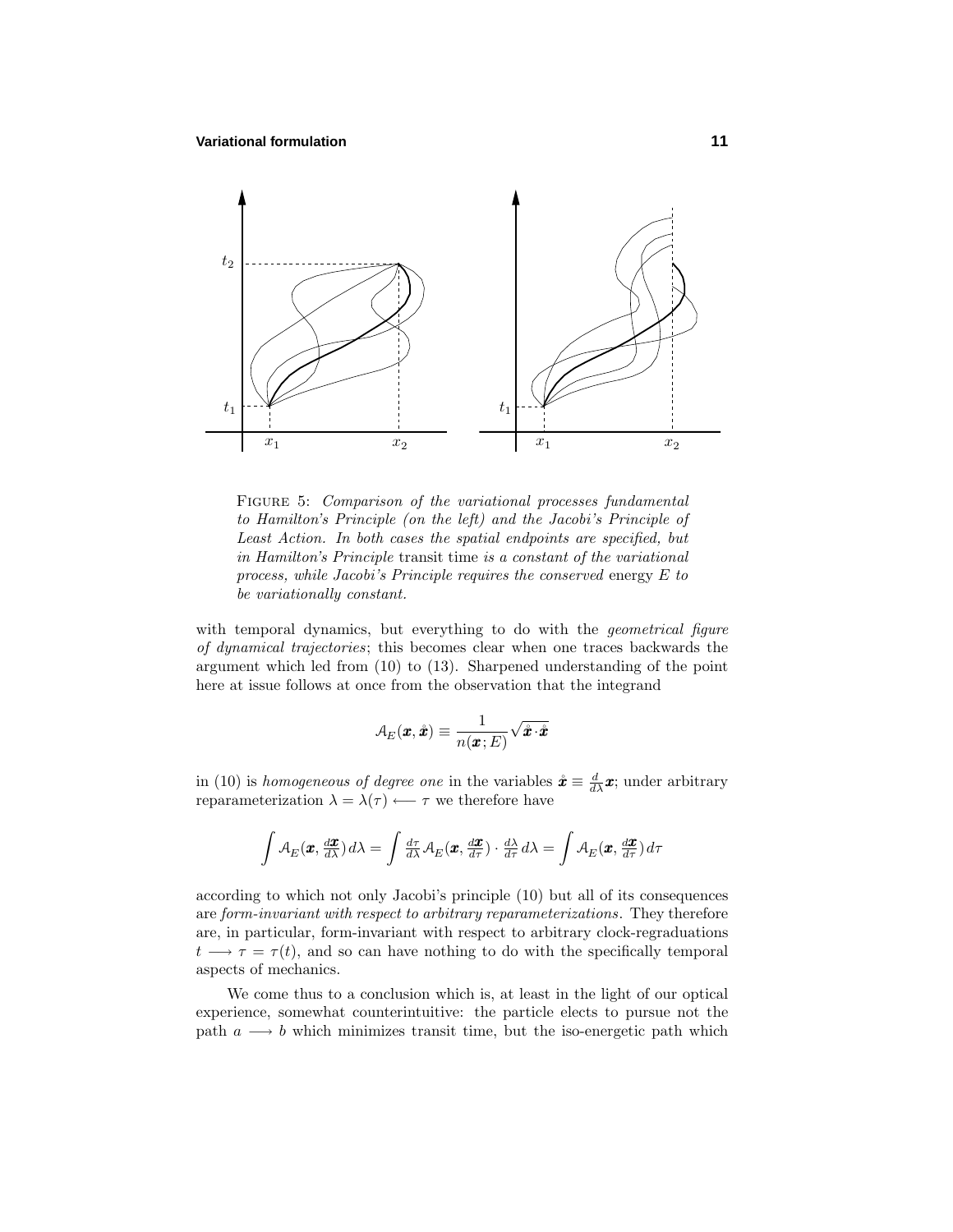FIGURE 5: *Comparison of the variational processes fundamental to Hamilton's Principle (on the left) and the Jacobi's Principle of Least Action. In both cases the spatial endpoints are specified, but in Hamilton's Principle* transit time *is a constant of the variational process, while Jacobi's Principle requires the conserved* energy $E$ *to be variationally constant.*

with temporal dynamics, but everything to do with the *geometrical figure of dynamical trajectories*; this becomes clear when one traces backwards the argument which led from (10) to (13). Sharpened understanding of the point here at issue follows at once from the observation that the integrand

$$\mathcal{A}_E(\boldsymbol{x}, \mathring{\boldsymbol{x}}) \equiv \frac{1}{n(\boldsymbol{x}; E)} \sqrt{\mathring{\boldsymbol{x}} \cdot \mathring{\boldsymbol{x}}}$$

in (10) is *homogeneous of degree one* in the variables $\mathring{\boldsymbol{x}} \equiv \frac{d}{d\lambda}\boldsymbol{x}$; under arbitrary reparameterization $\lambda = \lambda(\tau) \longleftarrow \tau$ we therefore have

$$\int \mathcal{A}_E(\boldsymbol{x}, \tfrac{d\boldsymbol{x}}{d\lambda})\, d\lambda = \int \tfrac{d\tau}{d\lambda} \mathcal{A}_E(\boldsymbol{x}, \tfrac{d\boldsymbol{x}}{d\tau}) \cdot \tfrac{d\lambda}{d\tau}\, d\lambda = \int \mathcal{A}_E(\boldsymbol{x}, \tfrac{d\boldsymbol{x}}{d\tau})\, d\tau$$

according to which not only Jacobi's principle (10) but all of its consequences are *form-invariant with respect to arbitrary reparameterizations*. They therefore are, in particular, form-invariant with respect to arbitrary clock-regraduations $t \longrightarrow \tau = \tau(t)$, and so can have nothing to do with the specifically temporal aspects of mechanics.

We come thus to a conclusion which is, at least in the light of our optical experience, somewhat counterintuitive: the particle elects to pursue not the path $a \longrightarrow b$ which minimizes transit time, but the iso-energetic path which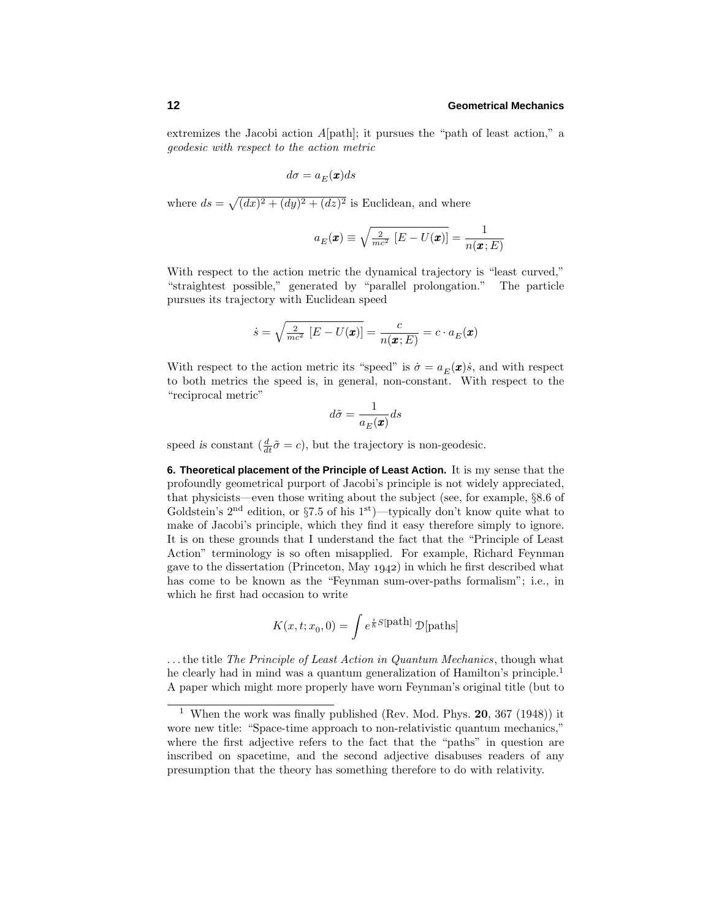extremizes the Jacobi action $A$[path]; it pursues the "path of least action," a *geodesic with respect to the action metric*

$$d\sigma = a_E(\boldsymbol{x})ds$$

where $ds = \sqrt{(dx)^2 + (dy)^2 + (dz)^2}$ is Euclidean, and where

$$a_E(\boldsymbol{x}) \equiv \sqrt{\tfrac{2}{mc^2}\,[E - U(\boldsymbol{x})]} = \frac{1}{n(\boldsymbol{x}; E)}$$

With respect to the action metric the dynamical trajectory is "least curved," "straightest possible," generated by "parallel prolongation." The particle pursues its trajectory with Euclidean speed

$$\dot{s} = \sqrt{\tfrac{2}{mc^2}\,[E - U(\boldsymbol{x})]} = \frac{c}{n(\boldsymbol{x}; E)} = c \cdot a_E(\boldsymbol{x})$$

With respect to the action metric its "speed" is $\dot{\sigma} = a_E(\boldsymbol{x})\dot{s}$, and with respect to both metrics the speed is, in general, non-constant. With respect to the "reciprocal metric"

$$d\tilde{\sigma} = \frac{1}{a_E(\boldsymbol{x})}ds$$

speed *is* constant ($\frac{d}{dt}\tilde{\sigma} = c$), but the trajectory is non-geodesic.

**6. Theoretical placement of the Principle of Least Action.** It is my sense that the profoundly geometrical purport of Jacobi's principle is not widely appreciated, that physicists—even those writing about the subject (see, for example, §8.6 of Goldstein's 2nd edition, or §7.5 of his 1st)—typically don't know quite what to make of Jacobi's principle, which they find it easy therefore simply to ignore. It is on these grounds that I understand the fact that the "Principle of Least Action" terminology is so often misapplied. For example, Richard Feynman gave to the dissertation (Princeton, May 1942) in which he first described what has come to be known as the "Feynman sum-over-paths formalism"; i.e., in which he first had occasion to write

$$K(x, t; x_0, 0) = \int e^{\frac{i}{\hbar}S[\text{path}]}\,\mathcal{D}[\text{paths}]$$

...the title *The Principle of Least Action in Quantum Mechanics*, though what he clearly had in mind was a quantum generalization of Hamilton's principle.[1] A paper which might more properly have worn Feynman's original title (but to

[1] When the work was finally published (Rev. Mod. Phys. **20**, 367 (1948)) it wore new title: "Space-time approach to non-relativistic quantum mechanics," where the first adjective refers to the fact that the "paths" in question are inscribed on spacetime, and the second adjective disabuses readers of any presumption that the theory has something therefore to do with relativity.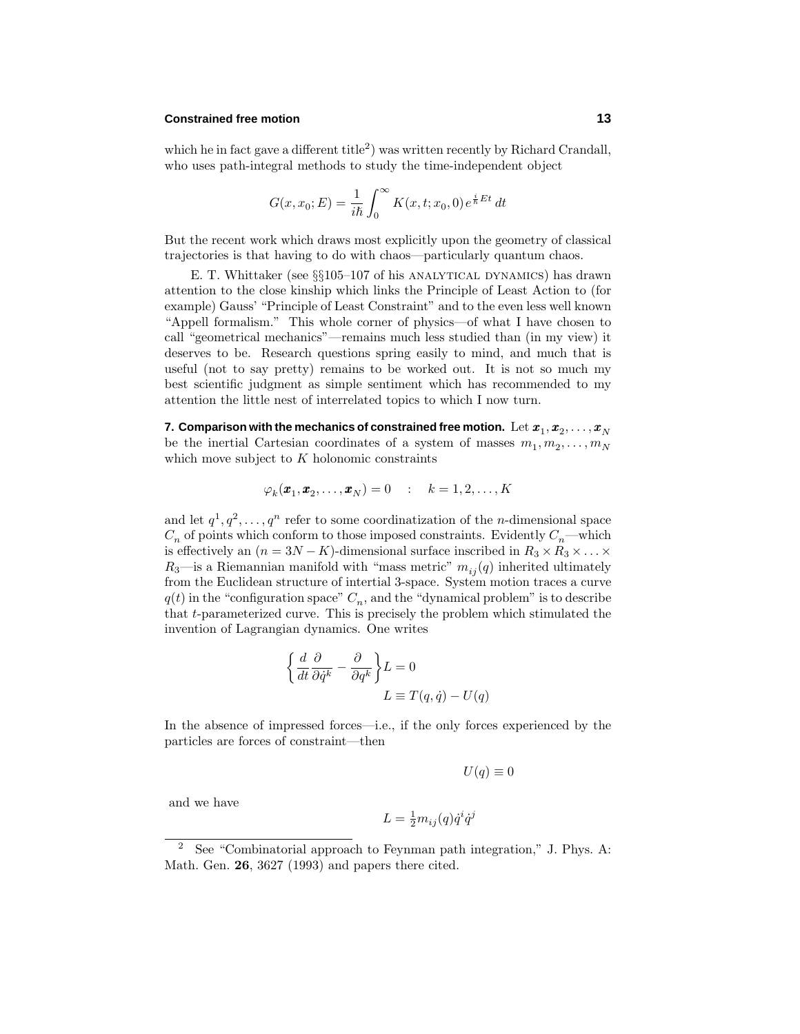which he in fact gave a different title[2]) was written recently by Richard Crandall, who uses path-integral methods to study the time-independent object

$$G(x, x_0; E) = \frac{1}{i\hbar}\int_0^\infty K(x, t; x_0, 0)\, e^{\frac{i}{\hbar}Et}\, dt$$

But the recent work which draws most explicitly upon the geometry of classical trajectories is that having to do with chaos—particularly quantum chaos.

E. T. Whittaker (see §§105–107 of his ANALYTICAL DYNAMICS) has drawn attention to the close kinship which links the Principle of Least Action to (for example) Gauss' "Principle of Least Constraint" and to the even less well known "Appell formalism." This whole corner of physics—of what I have chosen to call "geometrical mechanics"—remains much less studied than (in my view) it deserves to be. Research questions spring easily to mind, and much that is useful (not to say pretty) remains to be worked out. It is not so much my best scientific judgment as simple sentiment which has recommended to my attention the little nest of interrelated topics to which I now turn.

**7. Comparison with the mechanics of constrained free motion.** Let $\boldsymbol{x}_1, \boldsymbol{x}_2, \ldots, \boldsymbol{x}_N$ be the inertial Cartesian coordinates of a system of masses $m_1, m_2, \ldots, m_N$ which move subject to $K$ holonomic constraints

$$\varphi_k(\boldsymbol{x}_1, \boldsymbol{x}_2, \ldots, \boldsymbol{x}_N) = 0 \quad : \quad k = 1, 2, \ldots, K$$

and let $q^1, q^2, \ldots, q^n$ refer to some coordinatization of the $n$-dimensional space $C_n$ of points which conform to those imposed constraints. Evidently $C_n$—which is effectively an ($n = 3N - K$)-dimensional surface inscribed in $R_3 \times R_3 \times \ldots \times R_3$—is a Riemannian manifold with "mass metric" $m_{ij}(q)$ inherited ultimately from the Euclidean structure of intertial 3-space. System motion traces a curve $q(t)$ in the "configuration space" $C_n$, and the "dynamical problem" is to describe that $t$-parameterized curve. This is precisely the problem which stimulated the invention of Lagrangian dynamics. One writes

$$\left\{\frac{d}{dt}\frac{\partial}{\partial \dot{q}^k} - \frac{\partial}{\partial q^k}\right\} L = 0$$

$$L \equiv T(q, \dot{q}) - U(q)$$

In the absence of impressed forces—i.e., if the only forces experienced by the particles are forces of constraint—then

$$U(q) \equiv 0$$

and we have

$$L = \tfrac{1}{2} m_{ij}(q)\dot{q}^i \dot{q}^j$$

---

[2] See "Combinatorial approach to Feynman path integration," J. Phys. A: Math. Gen. **26**, 3627 (1993) and papers there cited.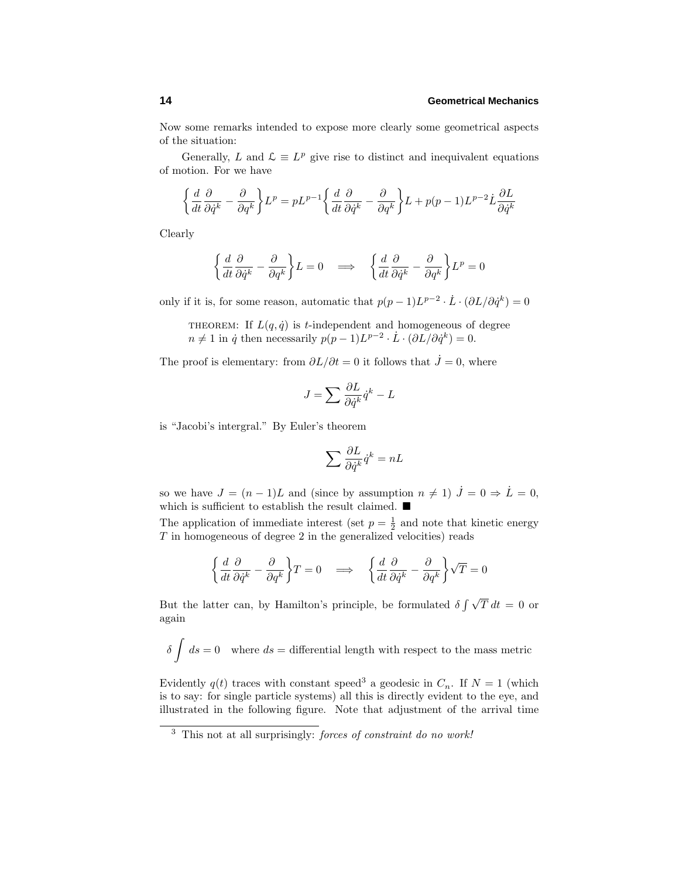Now some remarks intended to expose more clearly some geometrical aspects of the situation:

Generally, $L$ and $\mathcal{L} \equiv L^p$ give rise to distinct and inequivalent equations of motion. For we have

$$\left\{\frac{d}{dt}\frac{\partial}{\partial \dot{q}^k} - \frac{\partial}{\partial q^k}\right\}L^p = pL^{p-1}\left\{\frac{d}{dt}\frac{\partial}{\partial \dot{q}^k} - \frac{\partial}{\partial q^k}\right\}L + p(p-1)L^{p-2}\dot{L}\frac{\partial L}{\partial \dot{q}^k}$$

Clearly

$$\left\{\frac{d}{dt}\frac{\partial}{\partial \dot{q}^k} - \frac{\partial}{\partial q^k}\right\}L = 0 \quad \Longrightarrow \quad \left\{\frac{d}{dt}\frac{\partial}{\partial \dot{q}^k} - \frac{\partial}{\partial q^k}\right\}L^p = 0$$

only if it is, for some reason, automatic that $p(p-1)L^{p-2} \cdot \dot{L} \cdot (\partial L/\partial \dot{q}^k) = 0$

> THEOREM: If $L(q, \dot{q})$ is $t$-independent and homogeneous of degree $n \neq 1$ in $\dot{q}$ then necessarily $p(p-1)L^{p-2} \cdot \dot{L} \cdot (\partial L/\partial \dot{q}^k) = 0$.

The proof is elementary: from $\partial L/\partial t = 0$ it follows that $\dot{J} = 0$, where

$$J = \sum \frac{\partial L}{\partial \dot{q}^k}\dot{q}^k - L$$

is "Jacobi's intergral." By Euler's theorem

$$\sum \frac{\partial L}{\partial \dot{q}^k}\dot{q}^k = nL$$

so we have $J = (n-1)L$ and (since by assumption $n \neq 1$) $\dot{J} = 0 \Rightarrow \dot{L} = 0$, which is sufficient to establish the result claimed. ■

The application of immediate interest (set $p = \frac{1}{2}$ and note that kinetic energy $T$ in homogeneous of degree 2 in the generalized velocities) reads

$$\left\{\frac{d}{dt}\frac{\partial}{\partial \dot{q}^k} - \frac{\partial}{\partial q^k}\right\}T = 0 \quad \Longrightarrow \quad \left\{\frac{d}{dt}\frac{\partial}{\partial \dot{q}^k} - \frac{\partial}{\partial q^k}\right\}\sqrt{T} = 0$$

But the latter can, by Hamilton's principle, be formulated $\delta \int \sqrt{T}\, dt = 0$ or again

$$\delta \int ds = 0 \quad \text{where } ds = \text{differential length with respect to the mass metric}$$

Evidently $q(t)$ traces with constant speed[3] a geodesic in $C_n$. If $N = 1$ (which is to say: for single particle systems) all this is directly evident to the eye, and illustrated in the following figure. Note that adjustment of the arrival time

[3] This not at all surprisingly: *forces of constraint do no work!*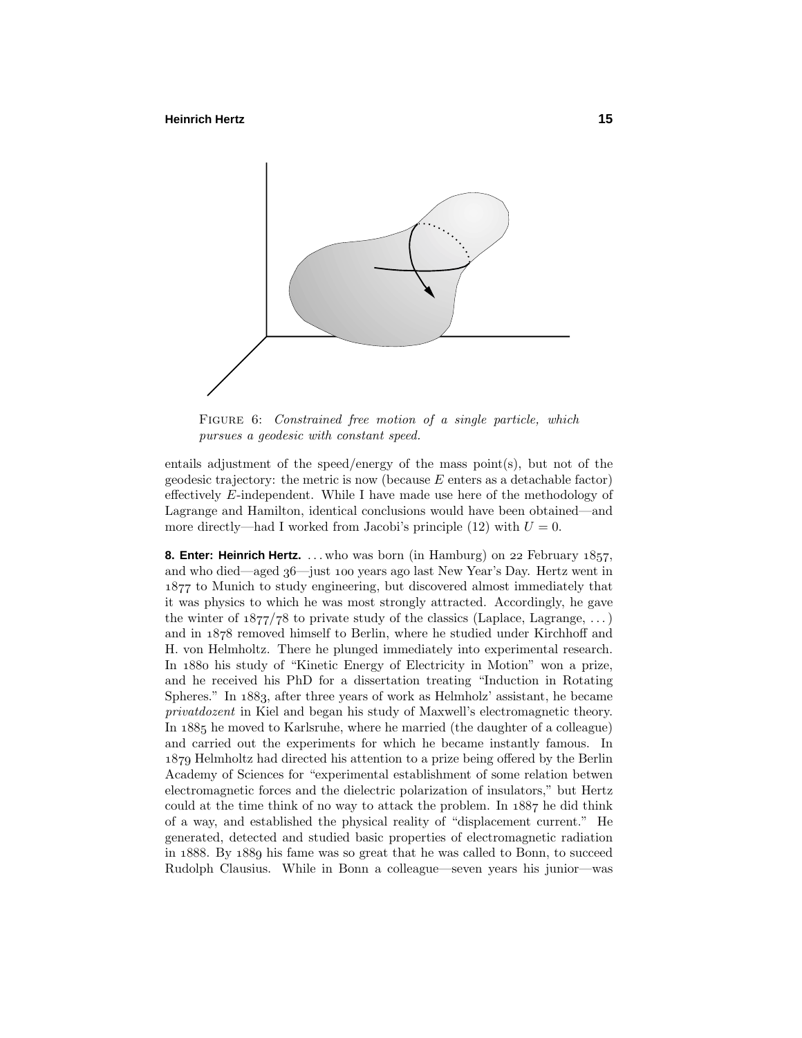FIGURE 6: *Constrained free motion of a single particle, which pursues a geodesic with constant speed.*

entails adjustment of the speed/energy of the mass point(s), but not of the geodesic trajectory: the metric is now (because $E$ enters as a detachable factor) effectively $E$-independent. While I have made use here of the methodology of Lagrange and Hamilton, identical conclusions would have been obtained—and more directly—had I worked from Jacobi's principle (12) with $U = 0$.

**8. Enter: Heinrich Hertz.** . . . who was born (in Hamburg) on 22 February 1857, and who died—aged 36—just 100 years ago last New Year's Day. Hertz went in 1877 to Munich to study engineering, but discovered almost immediately that it was physics to which he was most strongly attracted. Accordingly, he gave the winter of 1877/78 to private study of the classics (Laplace, Lagrange, . . . ) and in 1878 removed himself to Berlin, where he studied under Kirchhoff and H. von Helmholtz. There he plunged immediately into experimental research. In 1880 his study of "Kinetic Energy of Electricity in Motion" won a prize, and he received his PhD for a dissertation treating "Induction in Rotating Spheres." In 1883, after three years of work as Helmholz' assistant, he became *privatdozent* in Kiel and began his study of Maxwell's electromagnetic theory. In 1885 he moved to Karlsruhe, where he married (the daughter of a colleague) and carried out the experiments for which he became instantly famous. In 1879 Helmholtz had directed his attention to a prize being offered by the Berlin Academy of Sciences for "experimental establishment of some relation betwen electromagnetic forces and the dielectric polarization of insulators," but Hertz could at the time think of no way to attack the problem. In 1887 he did think of a way, and established the physical reality of "displacement current." He generated, detected and studied basic properties of electromagnetic radiation in 1888. By 1889 his fame was so great that he was called to Bonn, to succeed Rudolph Clausius. While in Bonn a colleague—seven years his junior—was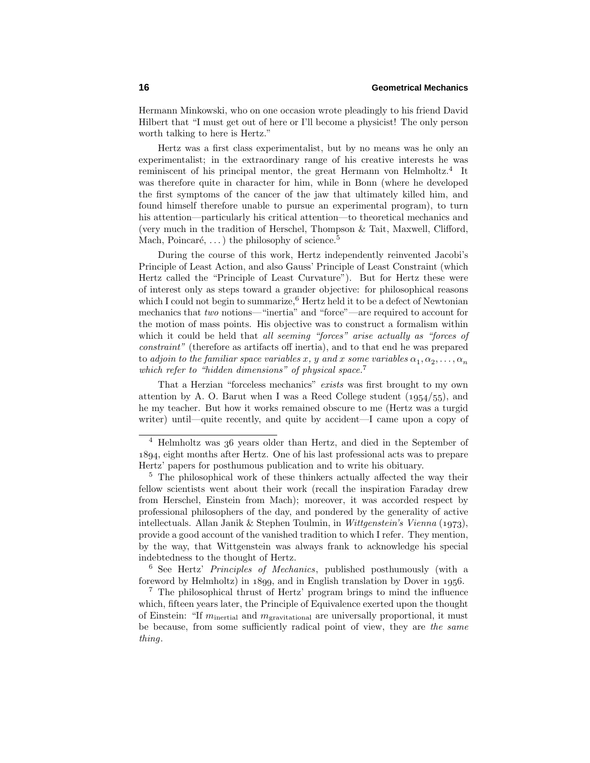Hermann Minkowski, who on one occasion wrote pleadingly to his friend David Hilbert that "I must get out of here or I'll become a physicist! The only person worth talking to here is Hertz."

Hertz was a first class experimentalist, but by no means was he only an experimentalist; in the extraordinary range of his creative interests he was reminiscent of his principal mentor, the great Hermann von Helmholtz.[4] It was therefore quite in character for him, while in Bonn (where he developed the first symptoms of the cancer of the jaw that ultimately killed him, and found himself therefore unable to pursue an experimental program), to turn his attention—particularly his critical attention—to theoretical mechanics and (very much in the tradition of Herschel, Thompson & Tait, Maxwell, Clifford, Mach, Poincaré, . . . ) the philosophy of science.[5]

During the course of this work, Hertz independently reinvented Jacobi's Principle of Least Action, and also Gauss' Principle of Least Constraint (which Hertz called the "Principle of Least Curvature"). But for Hertz these were of interest only as steps toward a grander objective: for philosophical reasons which I could not begin to summarize,[6] Hertz held it to be a defect of Newtonian mechanics that *two* notions—"inertia" and "force"—are required to account for the motion of mass points. His objective was to construct a formalism within which it could be held that *all seeming "forces" arise actually as "forces of constraint"* (therefore as artifacts off inertia), and to that end he was prepared to *adjoin to the familiar space variables $x$, $y$ and $x$ some variables $\alpha_1, \alpha_2, \ldots, \alpha_n$ which refer to "hidden dimensions" of physical space.*[7]

That a Herzian "forceless mechanics" *exists* was first brought to my own attention by A. O. Barut when I was a Reed College student (1954/55), and he my teacher. But how it works remained obscure to me (Hertz was a turgid writer) until—quite recently, and quite by accident—I came upon a copy of

---

[4] Helmholtz was 36 years older than Hertz, and died in the September of 1894, eight months after Hertz. One of his last professional acts was to prepare Hertz' papers for posthumous publication and to write his obituary.

[5] The philosophical work of these thinkers actually affected the way their fellow scientists went about their work (recall the inspiration Faraday drew from Herschel, Einstein from Mach); moreover, it was accorded respect by professional philosophers of the day, and pondered by the generality of active intellectuals. Allan Janik & Stephen Toulmin, in *Wittgenstein's Vienna* (1973), provide a good account of the vanished tradition to which I refer. They mention, by the way, that Wittgenstein was always frank to acknowledge his special indebtedness to the thought of Hertz.

[6] See Hertz' *Principles of Mechanics*, published posthumously (with a foreword by Helmholtz) in 1899, and in English translation by Dover in 1956.

[7] The philosophical thrust of Hertz' program brings to mind the influence which, fifteen years later, the Principle of Equivalence exerted upon the thought of Einstein: "If $m_{\text{inertial}}$ and $m_{\text{gravitational}}$ are universally proportional, it must be because, from some sufficiently radical point of view, they are *the same thing*.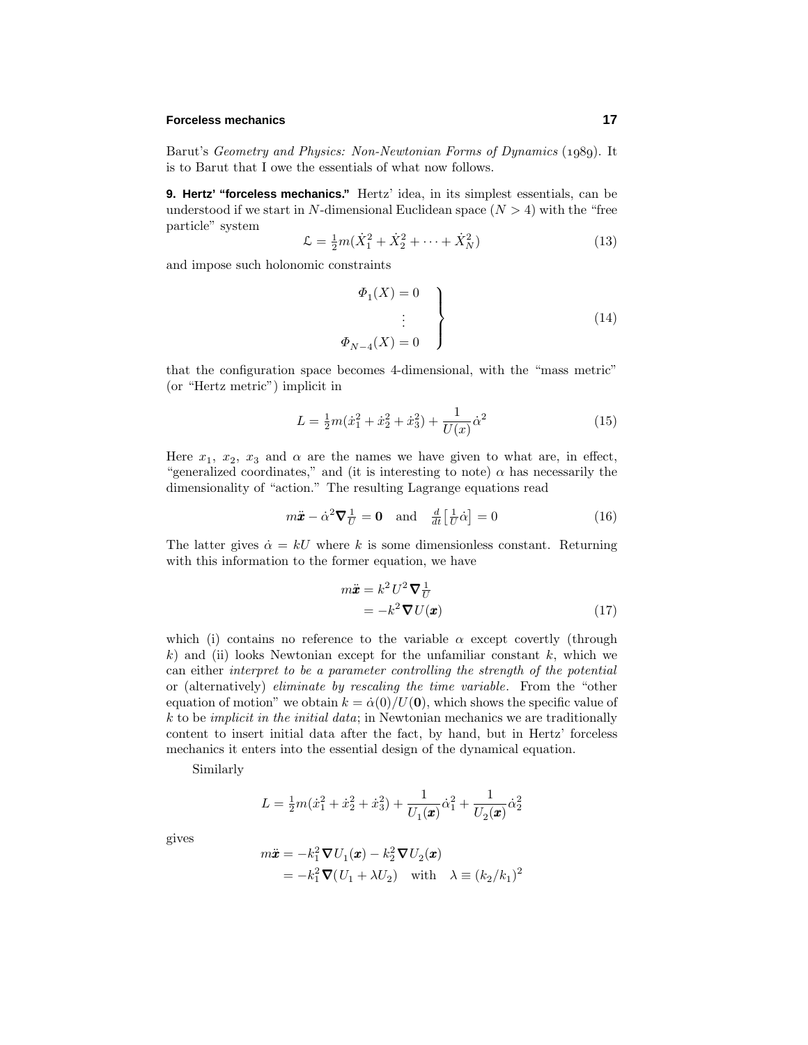Barut's *Geometry and Physics: Non-Newtonian Forms of Dynamics* (1989). It is to Barut that I owe the essentials of what now follows.

**9. Hertz' "forceless mechanics."** Hertz' idea, in its simplest essentials, can be understood if we start in $N$-dimensional Euclidean space ($N > 4$) with the "free particle" system

$$\mathcal{L} = \tfrac{1}{2}m(\dot{X}_1^2 + \dot{X}_2^2 + \cdots + \dot{X}_N^2) \tag{13}$$

and impose such holonomic constraints

$$\left.\begin{array}{c} \Phi_1(X) = 0 \\ \vdots \\ \Phi_{N-4}(X) = 0 \end{array}\right\} \tag{14}$$

that the configuration space becomes 4-dimensional, with the "mass metric" (or "Hertz metric") implicit in

$$L = \tfrac{1}{2}m(\dot{x}_1^2 + \dot{x}_2^2 + \dot{x}_3^2) + \frac{1}{U(x)}\dot{\alpha}^2 \tag{15}$$

Here $x_1$, $x_2$, $x_3$ and $\alpha$ are the names we have given to what are, in effect, "generalized coordinates," and (it is interesting to note) $\alpha$ has necessarily the dimensionality of "action." The resulting Lagrange equations read

$$m\ddot{\boldsymbol{x}} - \dot{\alpha}^2 \boldsymbol{\nabla}\tfrac{1}{U} = \boldsymbol{0} \quad \text{and} \quad \tfrac{d}{dt}\big[\tfrac{1}{U}\dot{\alpha}\big] = 0 \tag{16}$$

The latter gives $\dot{\alpha} = kU$ where $k$ is some dimensionless constant. Returning with this information to the former equation, we have

$$\begin{aligned} m\ddot{\boldsymbol{x}} &= k^2 U^2 \boldsymbol{\nabla}\tfrac{1}{U} \\ &= -k^2 \boldsymbol{\nabla} U(\boldsymbol{x}) \end{aligned} \tag{17}$$

which (i) contains no reference to the variable $\alpha$ except covertly (through $k$) and (ii) looks Newtonian except for the unfamiliar constant $k$, which we can either *interpret to be a parameter controlling the strength of the potential* or (alternatively) *eliminate by rescaling the time variable*. From the "other equation of motion" we obtain $k = \dot{\alpha}(0)/U(\boldsymbol{0})$, which shows the specific value of $k$ to be *implicit in the initial data*; in Newtonian mechanics we are traditionally content to insert initial data after the fact, by hand, but in Hertz' forceless mechanics it enters into the essential design of the dynamical equation.

Similarly

$$L = \tfrac{1}{2}m(\dot{x}_1^2 + \dot{x}_2^2 + \dot{x}_3^2) + \frac{1}{U_1(\boldsymbol{x})}\dot{\alpha}_1^2 + \frac{1}{U_2(\boldsymbol{x})}\dot{\alpha}_2^2$$

gives

$$\begin{aligned} m\ddot{\boldsymbol{x}} &= -k_1^2 \boldsymbol{\nabla} U_1(\boldsymbol{x}) - k_2^2 \boldsymbol{\nabla} U_2(\boldsymbol{x}) \\ &= -k_1^2 \boldsymbol{\nabla}(U_1 + \lambda U_2) \quad \text{with} \quad \lambda \equiv (k_2/k_1)^2 \end{aligned}$$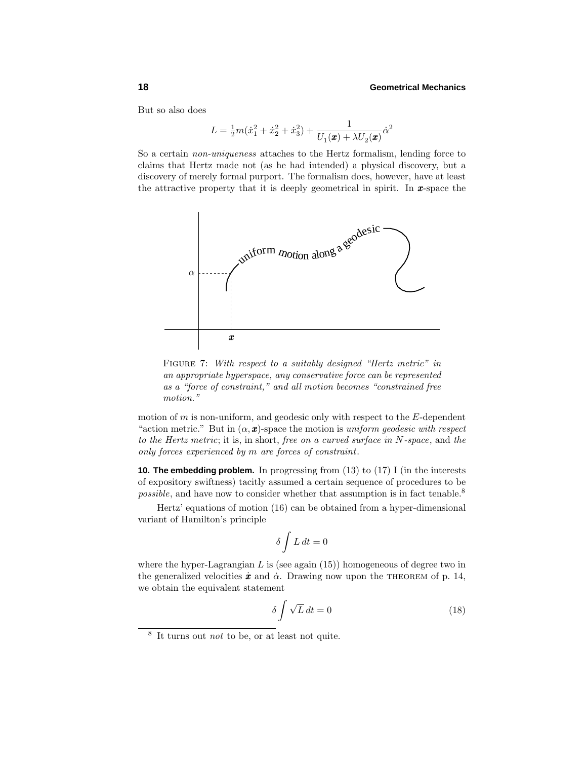But so also does

$$L = \tfrac{1}{2}m(\dot{x}_1^2 + \dot{x}_2^2 + \dot{x}_3^2) + \frac{1}{U_1(\boldsymbol{x}) + \lambda U_2(\boldsymbol{x})}\dot{\alpha}^2$$

So a certain *non-uniqueness* attaches to the Hertz formalism, lending force to claims that Hertz made not (as he had intended) a physical discovery, but a discovery of merely formal purport. The formalism does, however, have at least the attractive property that it is deeply geometrical in spirit. In $\boldsymbol{x}$-space the

FIGURE 7: *With respect to a suitably designed "Hertz metric" in an appropriate hyperspace, any conservative force can be represented as a "force of constraint," and all motion becomes "constrained free motion."*

motion of $m$ is non-uniform, and geodesic only with respect to the $E$-dependent "action metric." But in $(\alpha, \boldsymbol{x})$-space the motion is *uniform geodesic with respect to the Hertz metric*; it is, in short, *free on a curved surface in $N$-space*, and *the only forces experienced by $m$ are forces of constraint*.

**10. The embedding problem.** In progressing from (13) to (17) I (in the interests of expository swiftness) tacitly assumed a certain sequence of procedures to be *possible*, and have now to consider whether that assumption is in fact tenable.[8]

Hertz' equations of motion (16) can be obtained from a hyper-dimensional variant of Hamilton's principle

$$\delta \int L\,dt = 0$$

where the hyper-Lagrangian $L$ is (see again (15)) homogeneous of degree two in the generalized velocities $\dot{\boldsymbol{x}}$ and $\dot{\alpha}$. Drawing now upon the THEOREM of p. 14, we obtain the equivalent statement

$$\delta \int \sqrt{L}\,dt = 0 \tag{18}$$

[8] It turns out *not* to be, or at least not quite.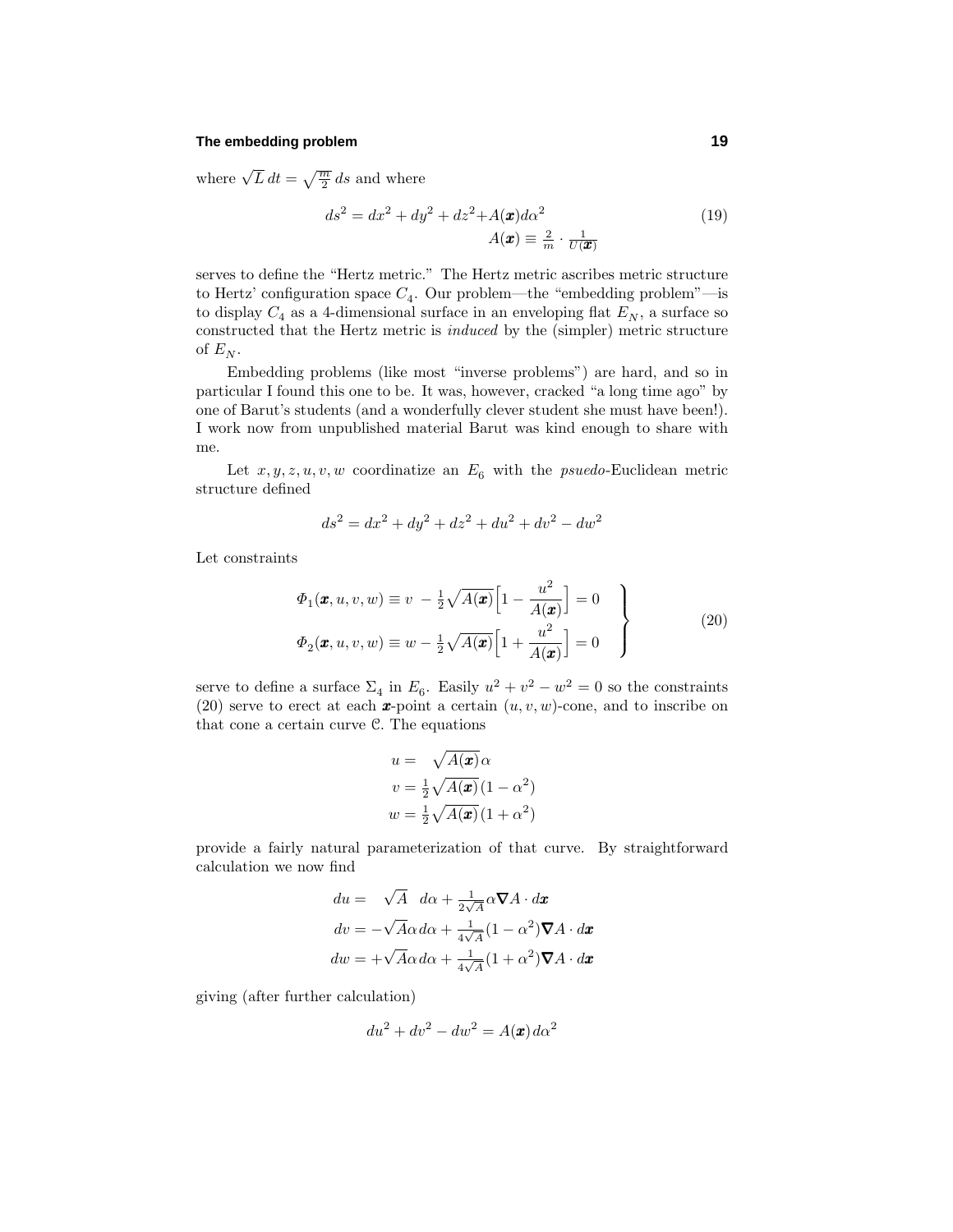where $\sqrt{L}\,dt = \sqrt{\frac{m}{2}}\,ds$ and where

$$
\begin{aligned}
ds^2 = dx^2 + dy^2 + dz^2 + A(\boldsymbol{x})d\alpha^2 \\
A(\boldsymbol{x}) \equiv \tfrac{2}{m}\cdot\tfrac{1}{U(\boldsymbol{x})}
\end{aligned}
\tag{19}
$$

serves to define the "Hertz metric." The Hertz metric ascribes metric structure to Hertz' configuration space $C_4$. Our problem—the "embedding problem"—is to display $C_4$ as a 4-dimensional surface in an enveloping flat $E_N$, a surface so constructed that the Hertz metric is *induced* by the (simpler) metric structure of $E_N$.

Embedding problems (like most "inverse problems") are hard, and so in particular I found this one to be. It was, however, cracked "a long time ago" by one of Barut's students (and a wonderfully clever student she must have been!). I work now from unpublished material Barut was kind enough to share with me.

Let $x, y, z, u, v, w$ coordinatize an $E_6$ with the *psuedo*-Euclidean metric structure defined

$$
ds^2 = dx^2 + dy^2 + dz^2 + du^2 + dv^2 - dw^2
$$

Let constraints

$$
\left.
\begin{aligned}
\Phi_1(\boldsymbol{x}, u, v, w) &\equiv v\ - \tfrac{1}{2}\sqrt{A(\boldsymbol{x})}\Big[1 - \frac{u^2}{A(\boldsymbol{x})}\Big] = 0 \\
\Phi_2(\boldsymbol{x}, u, v, w) &\equiv w - \tfrac{1}{2}\sqrt{A(\boldsymbol{x})}\Big[1 + \frac{u^2}{A(\boldsymbol{x})}\Big] = 0
\end{aligned}
\right\}
\tag{20}
$$

serve to define a surface $\Sigma_4$ in $E_6$. Easily $u^2 + v^2 - w^2 = 0$ so the constraints (20) serve to erect at each $\boldsymbol{x}$-point a certain $(u, v, w)$-cone, and to inscribe on that cone a certain curve $\mathcal{C}$. The equations

$$
\begin{aligned}
u &= \ \ \sqrt{A(\boldsymbol{x})}\,\alpha \\
v &= \tfrac{1}{2}\sqrt{A(\boldsymbol{x})}\,(1-\alpha^2) \\
w &= \tfrac{1}{2}\sqrt{A(\boldsymbol{x})}\,(1+\alpha^2)
\end{aligned}
$$

provide a fairly natural parameterization of that curve. By straightforward calculation we now find

$$
\begin{aligned}
du &= \ \ \ \sqrt{A}\ \ \ d\alpha + \tfrac{1}{2\sqrt{A}}\alpha\boldsymbol{\nabla}A\cdot d\boldsymbol{x} \\
dv &= -\sqrt{A}\alpha\,d\alpha + \tfrac{1}{4\sqrt{A}}(1-\alpha^2)\boldsymbol{\nabla}A\cdot d\boldsymbol{x} \\
dw &= +\sqrt{A}\alpha\,d\alpha + \tfrac{1}{4\sqrt{A}}(1+\alpha^2)\boldsymbol{\nabla}A\cdot d\boldsymbol{x}
\end{aligned}
$$

giving (after further calculation)

$$
du^2 + dv^2 - dw^2 = A(\boldsymbol{x})\,d\alpha^2
$$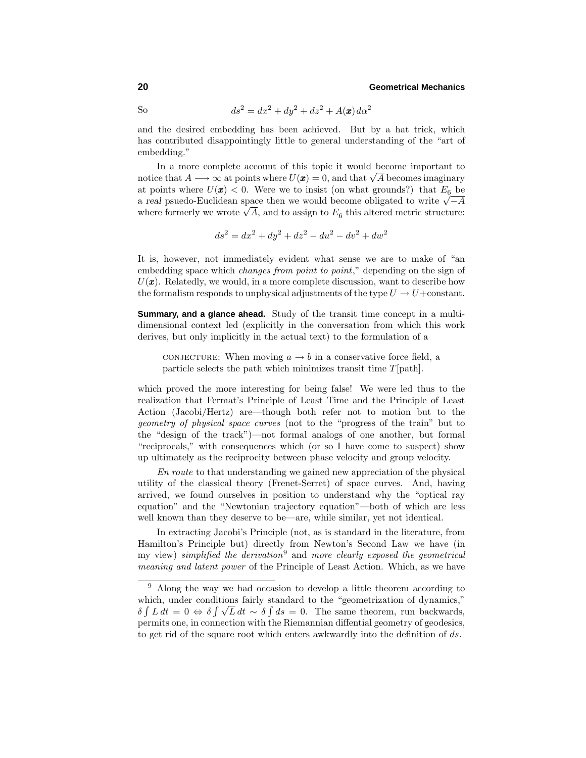So
$$ds^2 = dx^2 + dy^2 + dz^2 + A(\boldsymbol{x})\,d\alpha^2$$

and the desired embedding has been achieved. But by a hat trick, which has contributed disappointingly little to general understanding of the "art of embedding."

In a more complete account of this topic it would become important to notice that $A \longrightarrow \infty$ at points where $U(\boldsymbol{x}) = 0$, and that $\sqrt{A}$ becomes imaginary at points where $U(\boldsymbol{x}) < 0$. Were we to insist (on what grounds?) that $E_6$ be a *real* psuedo-Euclidean space then we would become obligated to write $\sqrt{-A}$ where formerly we wrote $\sqrt{A}$, and to assign to $E_6$ this altered metric structure:

$$ds^2 = dx^2 + dy^2 + dz^2 - du^2 - dv^2 + dw^2$$

It is, however, not immediately evident what sense we are to make of "an embedding space which *changes from point to point*," depending on the sign of $U(\boldsymbol{x})$. Relatedly, we would, in a more complete discussion, want to describe how the formalism responds to unphysical adjustments of the type $U \rightarrow U+$constant.

**Summary, and a glance ahead.** Study of the transit time concept in a multi-dimensional context led (explicitly in the conversation from which this work derives, but only implicitly in the actual text) to the formulation of a

> CONJECTURE: When moving $a \rightarrow b$ in a conservative force field, a particle selects the path which minimizes transit time $T$[path].

which proved the more interesting for being false! We were led thus to the realization that Fermat's Principle of Least Time and the Principle of Least Action (Jacobi/Hertz) are—though both refer not to motion but to the *geometry of physical space curves* (not to the "progress of the train" but to the "design of the track")—not formal analogs of one another, but formal "reciprocals," with consequences which (or so I have come to suspect) show up ultimately as the reciprocity between phase velocity and group velocity.

*En route* to that understanding we gained new appreciation of the physical utility of the classical theory (Frenet-Serret) of space curves. And, having arrived, we found ourselves in position to understand why the "optical ray equation" and the "Newtonian trajectory equation"—both of which are less well known than they deserve to be—are, while similar, yet not identical.

In extracting Jacobi's Principle (not, as is standard in the literature, from Hamilton's Principle but) directly from Newton's Second Law we have (in my view) *simplified the derivation*[9] and *more clearly exposed the geometrical meaning and latent power* of the Principle of Least Action. Which, as we have

---

[9] Along the way we had occasion to develop a little theorem according to which, under conditions fairly standard to the "geometrization of dynamics," $\delta\int L\,dt = 0 \Leftrightarrow \delta\int\sqrt{L}\,dt \sim \delta\int ds = 0$. The same theorem, run backwards, permits one, in connection with the Riemannian diffential geometry of geodesics, to get rid of the square root which enters awkwardly into the definition of $ds$.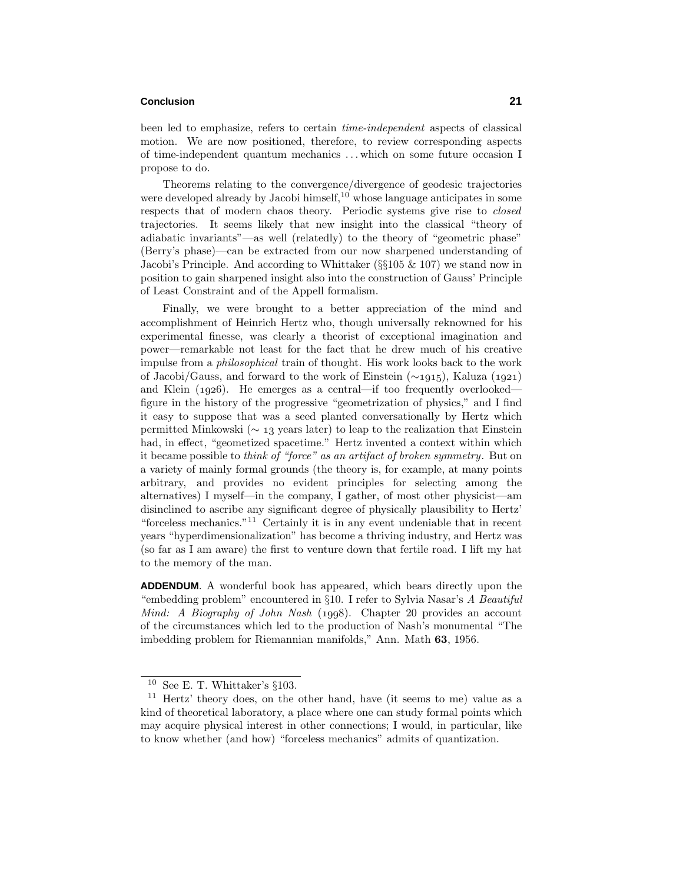been led to emphasize, refers to certain *time-independent* aspects of classical motion. We are now positioned, therefore, to review corresponding aspects of time-independent quantum mechanics . . . which on some future occasion I propose to do.

Theorems relating to the convergence/divergence of geodesic trajectories were developed already by Jacobi himself,[10] whose language anticipates in some respects that of modern chaos theory. Periodic systems give rise to *closed* trajectories. It seems likely that new insight into the classical "theory of adiabatic invariants"—as well (relatedly) to the theory of "geometric phase" (Berry's phase)—can be extracted from our now sharpened understanding of Jacobi's Principle. And according to Whittaker (§§105 & 107) we stand now in position to gain sharpened insight also into the construction of Gauss' Principle of Least Constraint and of the Appell formalism.

Finally, we were brought to a better appreciation of the mind and accomplishment of Heinrich Hertz who, though universally reknowned for his experimental finesse, was clearly a theorist of exceptional imagination and power—remarkable not least for the fact that he drew much of his creative impulse from a *philosophical* train of thought. His work looks back to the work of Jacobi/Gauss, and forward to the work of Einstein (∼1915), Kaluza (1921) and Klein (1926). He emerges as a central—if too frequently overlooked—figure in the history of the progressive "geometrization of physics," and I find it easy to suppose that was a seed planted conversationally by Hertz which permitted Minkowski (∼ 13 years later) to leap to the realization that Einstein had, in effect, "geometized spacetime." Hertz invented a context within which it became possible to *think of "force" as an artifact of broken symmetry*. But on a variety of mainly formal grounds (the theory is, for example, at many points arbitrary, and provides no evident principles for selecting among the alternatives) I myself—in the company, I gather, of most other physicist—am disinclined to ascribe any significant degree of physically plausibility to Hertz' "forceless mechanics."[11] Certainly it is in any event undeniable that in recent years "hyperdimensionalization" has become a thriving industry, and Hertz was (so far as I am aware) the first to venture down that fertile road. I lift my hat to the memory of the man.

**ADDENDUM**. A wonderful book has appeared, which bears directly upon the "embedding problem" encountered in §10. I refer to Sylvia Nasar's *A Beautiful Mind: A Biography of John Nash* (1998). Chapter 20 provides an account of the circumstances which led to the production of Nash's monumental "The imbedding problem for Riemannian manifolds," Ann. Math **63**, 1956.

---

[10] See E. T. Whittaker's §103.

[11] Hertz' theory does, on the other hand, have (it seems to me) value as a kind of theoretical laboratory, a place where one can study formal points which may acquire physical interest in other connections; I would, in particular, like to know whether (and how) "forceless mechanics" admits of quantization.